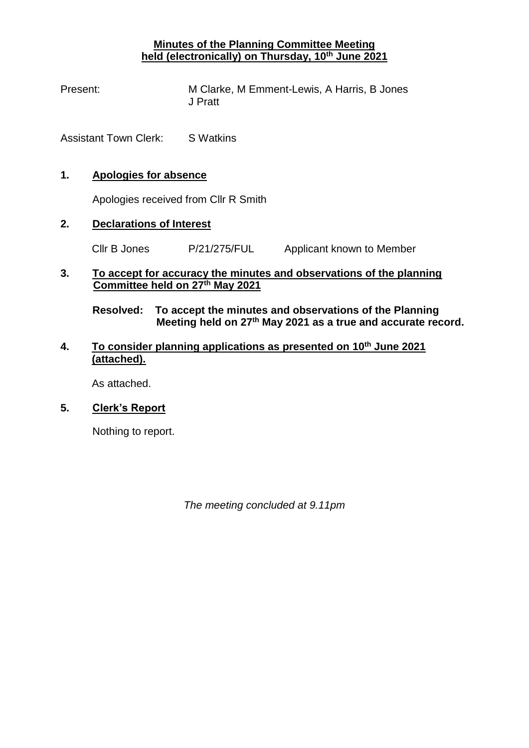**Minutes of the Planning Committee Meeting**
**held (electronically) on Thursday, 10th June 2021**

Present: M Clarke, M Emment-Lewis, A Harris, B Jones
J Pratt

Assistant Town Clerk: S Watkins

**1. Apologies for absence**

Apologies received from Cllr R Smith

**2. Declarations of Interest**

Cllr B Jones P/21/275/FUL Applicant known to Member

**3. To accept for accuracy the minutes and observations of the planning Committee held on 27th May 2021**

**Resolved: To accept the minutes and observations of the Planning Meeting held on 27th May 2021 as a true and accurate record.**

**4. To consider planning applications as presented on 10th June 2021 (attached).**

As attached.

**5. Clerk's Report**

Nothing to report.

*The meeting concluded at 9.11pm*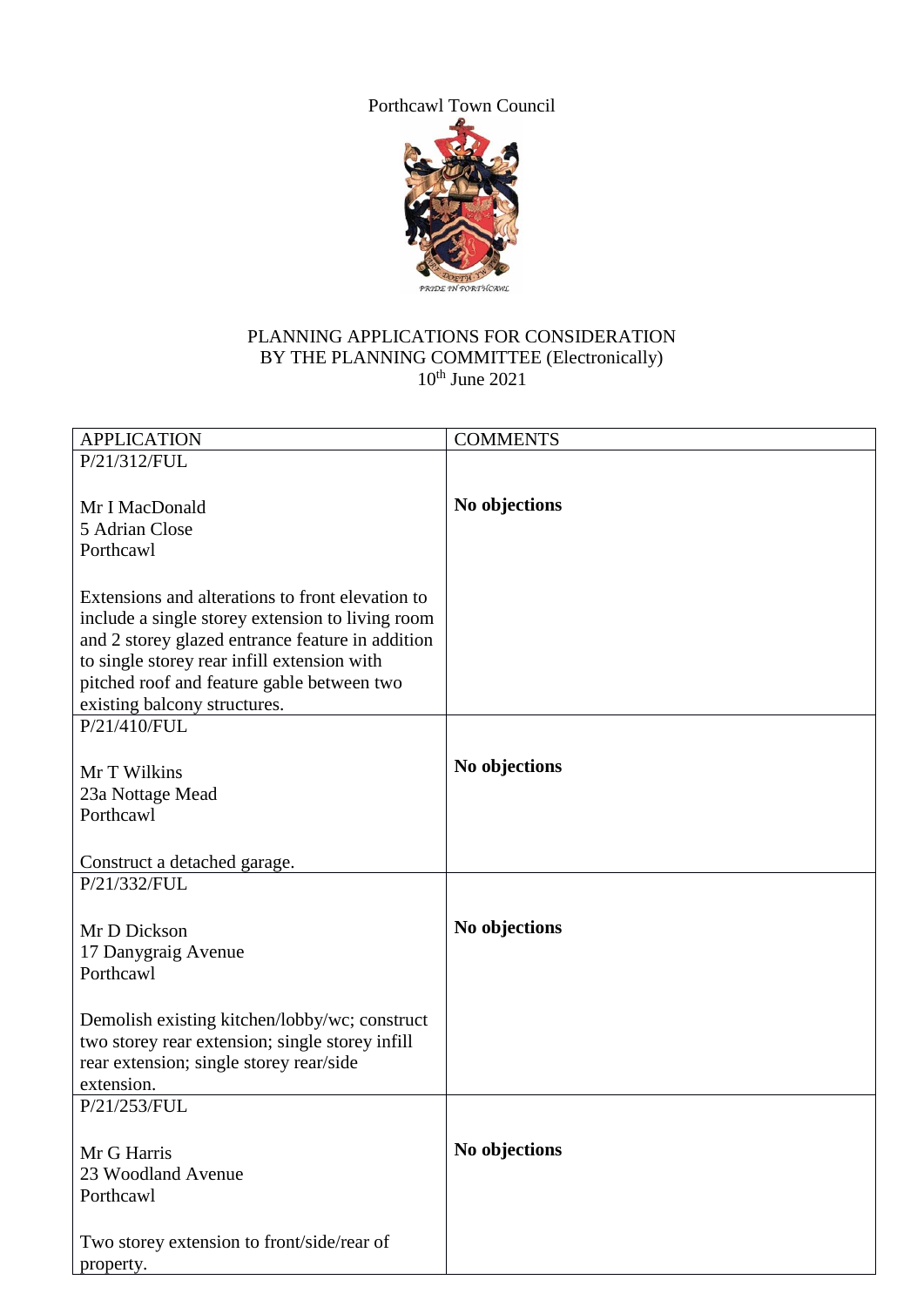Porthcawl Town Council

PRIDE IN PORTHCAWL

PLANNING APPLICATIONS FOR CONSIDERATION
BY THE PLANNING COMMITTEE (Electronically)
10th June 2021

| APPLICATION | COMMENTS |
|---|---|
| P/21/312/FUL<br><br>Mr I MacDonald<br>5 Adrian Close<br>Porthcawl<br><br>Extensions and alterations to front elevation to include a single storey extension to living room and 2 storey glazed entrance feature in addition to single storey rear infill extension with pitched roof and feature gable between two existing balcony structures. | **No objections** |
| P/21/410/FUL<br><br>Mr T Wilkins<br>23a Nottage Mead<br>Porthcawl<br><br>Construct a detached garage. | **No objections** |
| P/21/332/FUL<br><br>Mr D Dickson<br>17 Danygraig Avenue<br>Porthcawl<br><br>Demolish existing kitchen/lobby/wc; construct two storey rear extension; single storey infill rear extension; single storey rear/side extension. | **No objections** |
| P/21/253/FUL<br><br>Mr G Harris<br>23 Woodland Avenue<br>Porthcawl<br><br>Two storey extension to front/side/rear of property. | **No objections** |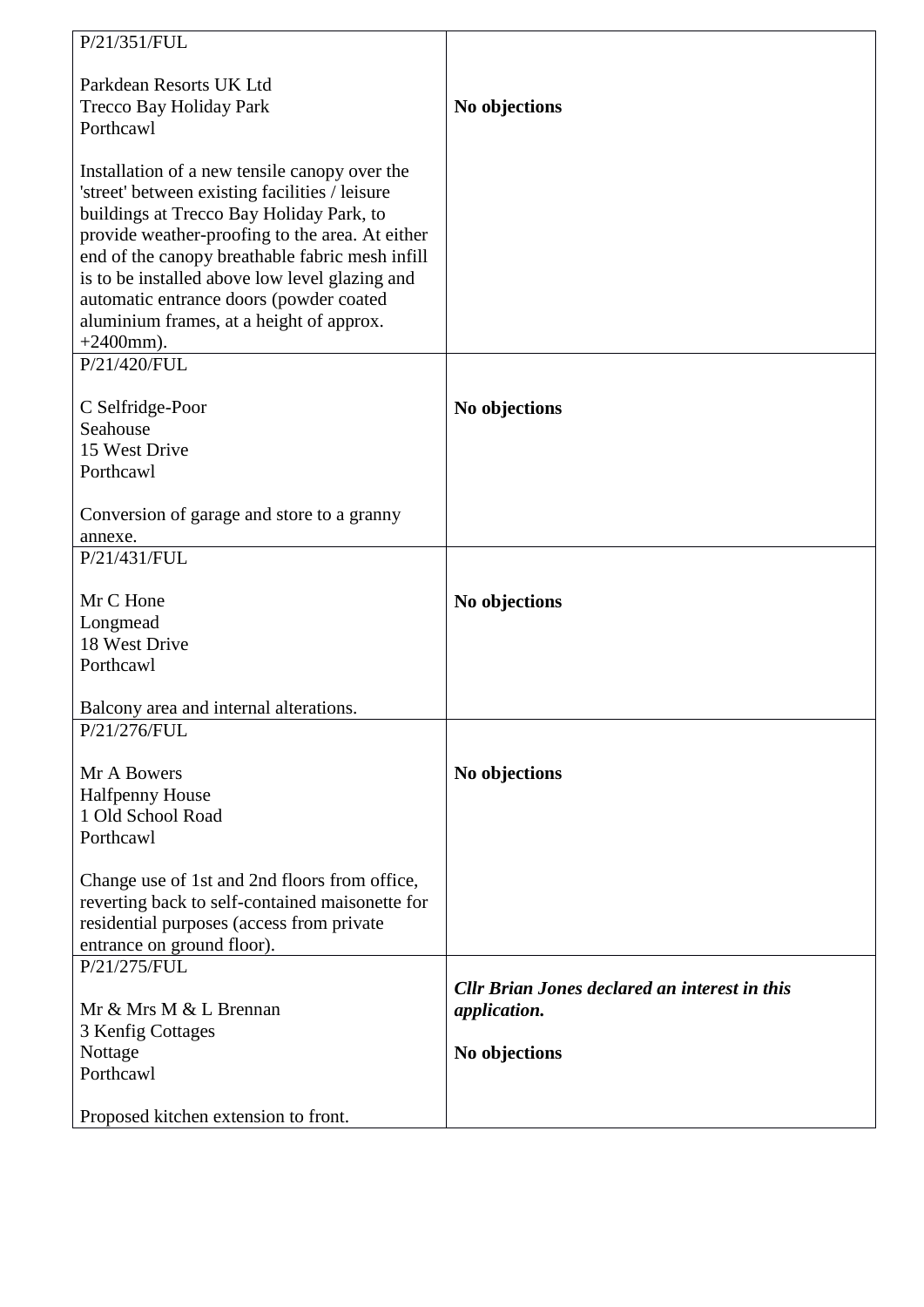| | |
|---|---|
| P/21/351/FUL<br><br>Parkdean Resorts UK Ltd<br>Trecco Bay Holiday Park<br>Porthcawl<br><br>Installation of a new tensile canopy over the 'street' between existing facilities / leisure buildings at Trecco Bay Holiday Park, to provide weather-proofing to the area. At either end of the canopy breathable fabric mesh infill is to be installed above low level glazing and automatic entrance doors (powder coated aluminium frames, at a height of approx. +2400mm). | **No objections** |
| P/21/420/FUL<br><br>C Selfridge-Poor<br>Seahouse<br>15 West Drive<br>Porthcawl<br><br>Conversion of garage and store to a granny annexe. | **No objections** |
| P/21/431/FUL<br><br>Mr C Hone<br>Longmead<br>18 West Drive<br>Porthcawl<br><br>Balcony area and internal alterations. | **No objections** |
| P/21/276/FUL<br><br>Mr A Bowers<br>Halfpenny House<br>1 Old School Road<br>Porthcawl<br><br>Change use of 1st and 2nd floors from office, reverting back to self-contained maisonette for residential purposes (access from private entrance on ground floor). | **No objections** |
| P/21/275/FUL<br><br>Mr & Mrs M & L Brennan<br>3 Kenfig Cottages<br>Nottage<br>Porthcawl<br><br>Proposed kitchen extension to front. | ***Cllr Brian Jones declared an interest in this application.***<br><br>**No objections** |